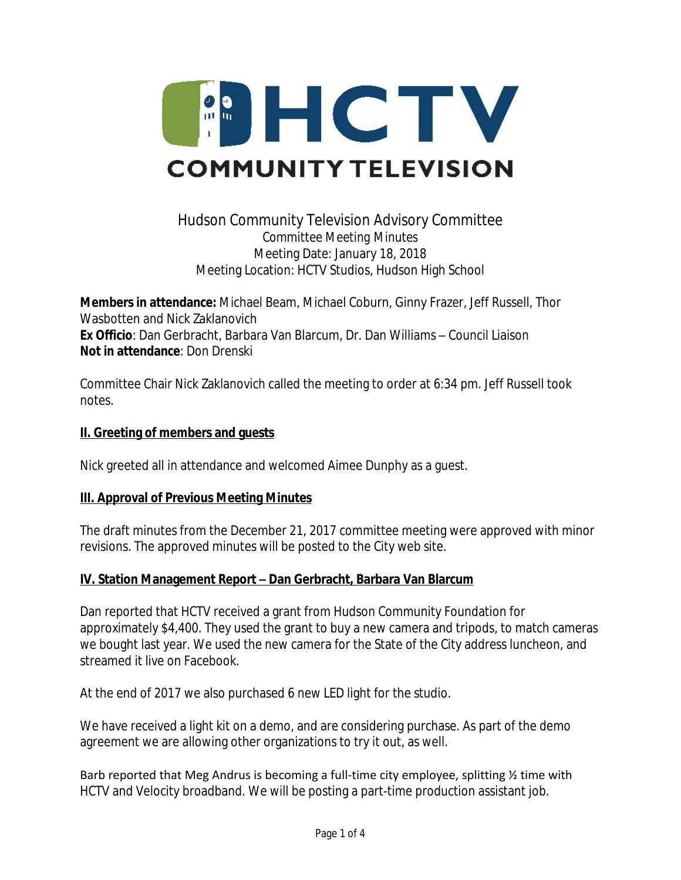# HCTV COMMUNITY TELEVISION

## Hudson Community Television Advisory Committee

Committee Meeting Minutes
Meeting Date: January 18, 2018
Meeting Location: HCTV Studios, Hudson High School

**Members in attendance:** Michael Beam, Michael Coburn, Ginny Frazer, Jeff Russell, Thor Wasbotten and Nick Zaklanovich
**Ex Officio**: Dan Gerbracht, Barbara Van Blarcum, Dr. Dan Williams – Council Liaison
**Not in attendance**: Don Drenski

Committee Chair Nick Zaklanovich called the meeting to order at 6:34 pm. Jeff Russell took notes.

### II. Greeting of members and guests

Nick greeted all in attendance and welcomed Aimee Dunphy as a guest.

### III. Approval of Previous Meeting Minutes

The draft minutes from the December 21, 2017 committee meeting were approved with minor revisions. The approved minutes will be posted to the City web site.

### IV. Station Management Report – Dan Gerbracht, Barbara Van Blarcum

Dan reported that HCTV received a grant from Hudson Community Foundation for approximately $4,400. They used the grant to buy a new camera and tripods, to match cameras we bought last year. We used the new camera for the State of the City address luncheon, and streamed it live on Facebook.

At the end of 2017 we also purchased 6 new LED light for the studio.

We have received a light kit on a demo, and are considering purchase. As part of the demo agreement we are allowing other organizations to try it out, as well.

Barb reported that Meg Andrus is becoming a full-time city employee, splitting ½ time with HCTV and Velocity broadband. We will be posting a part-time production assistant job.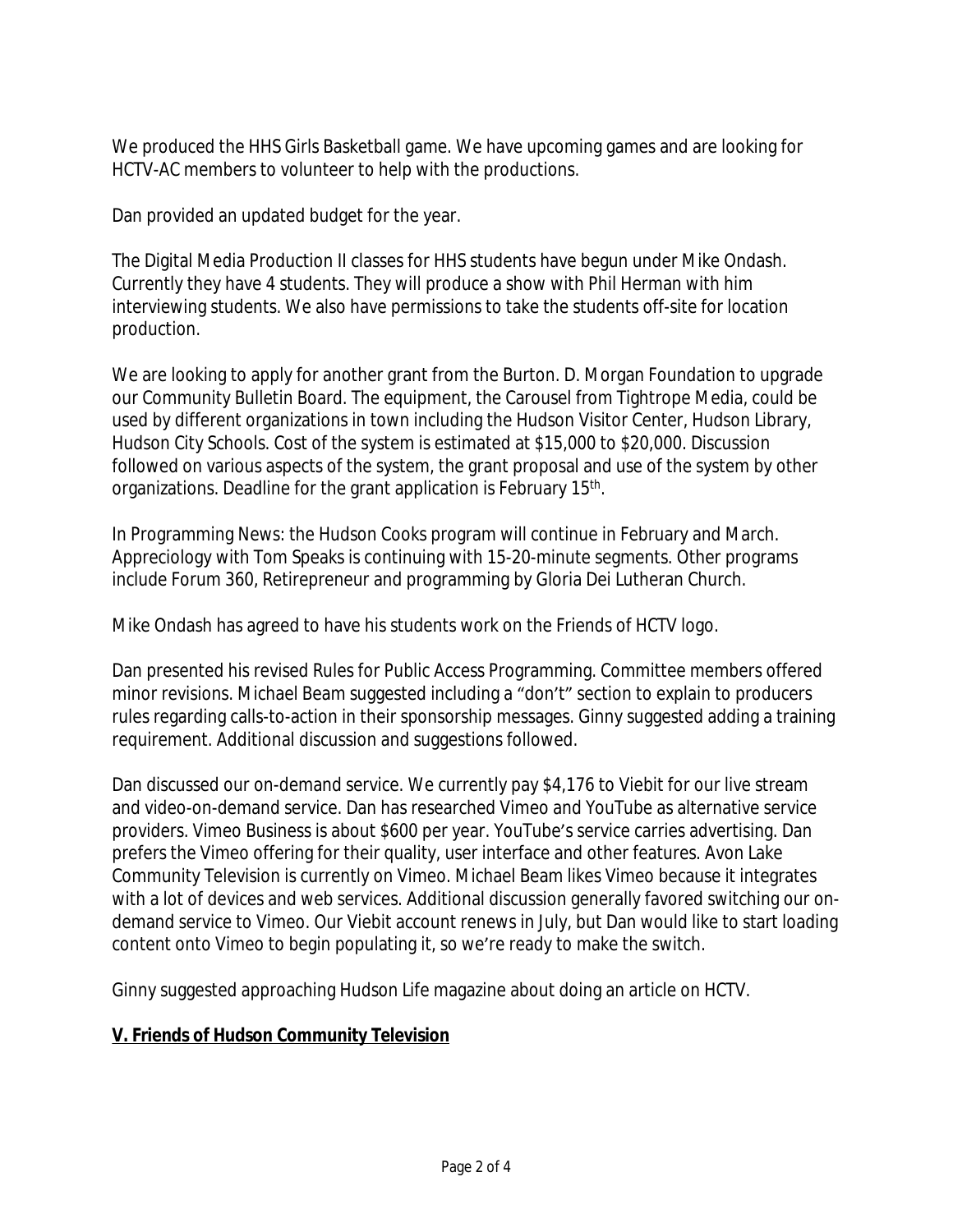We produced the HHS Girls Basketball game. We have upcoming games and are looking for HCTV-AC members to volunteer to help with the productions.

Dan provided an updated budget for the year.

The Digital Media Production II classes for HHS students have begun under Mike Ondash. Currently they have 4 students. They will produce a show with Phil Herman with him interviewing students. We also have permissions to take the students off-site for location production.

We are looking to apply for another grant from the Burton. D. Morgan Foundation to upgrade our Community Bulletin Board. The equipment, the Carousel from Tightrope Media, could be used by different organizations in town including the Hudson Visitor Center, Hudson Library, Hudson City Schools. Cost of the system is estimated at $15,000 to $20,000. Discussion followed on various aspects of the system, the grant proposal and use of the system by other organizations. Deadline for the grant application is February 15th.

In Programming News: the Hudson Cooks program will continue in February and March. Appreciology with Tom Speaks is continuing with 15-20-minute segments. Other programs include Forum 360, Retirepreneur and programming by Gloria Dei Lutheran Church.

Mike Ondash has agreed to have his students work on the Friends of HCTV logo.

Dan presented his revised Rules for Public Access Programming. Committee members offered minor revisions. Michael Beam suggested including a "don't" section to explain to producers rules regarding calls-to-action in their sponsorship messages. Ginny suggested adding a training requirement. Additional discussion and suggestions followed.

Dan discussed our on-demand service. We currently pay $4,176 to Viebit for our live stream and video-on-demand service. Dan has researched Vimeo and YouTube as alternative service providers. Vimeo Business is about $600 per year. YouTube's service carries advertising. Dan prefers the Vimeo offering for their quality, user interface and other features. Avon Lake Community Television is currently on Vimeo. Michael Beam likes Vimeo because it integrates with a lot of devices and web services. Additional discussion generally favored switching our on-demand service to Vimeo. Our Viebit account renews in July, but Dan would like to start loading content onto Vimeo to begin populating it, so we're ready to make the switch.

Ginny suggested approaching Hudson Life magazine about doing an article on HCTV.

**V. Friends of Hudson Community Television**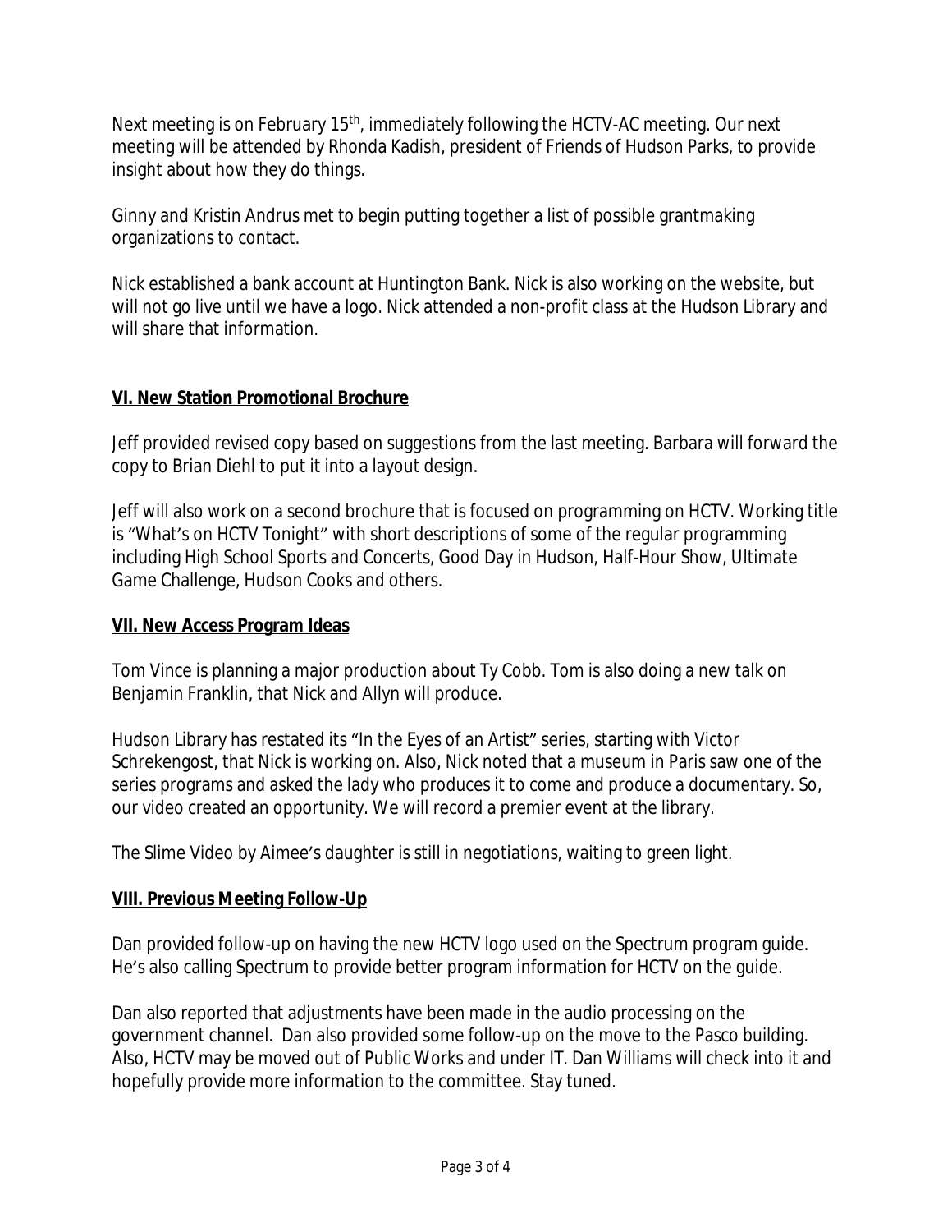Next meeting is on February 15th, immediately following the HCTV-AC meeting. Our next meeting will be attended by Rhonda Kadish, president of Friends of Hudson Parks, to provide insight about how they do things.

Ginny and Kristin Andrus met to begin putting together a list of possible grantmaking organizations to contact.

Nick established a bank account at Huntington Bank. Nick is also working on the website, but will not go live until we have a logo. Nick attended a non-profit class at the Hudson Library and will share that information.

## VI. New Station Promotional Brochure

Jeff provided revised copy based on suggestions from the last meeting. Barbara will forward the copy to Brian Diehl to put it into a layout design.

Jeff will also work on a second brochure that is focused on programming on HCTV. Working title is "What's on HCTV Tonight" with short descriptions of some of the regular programming including High School Sports and Concerts, Good Day in Hudson, Half-Hour Show, Ultimate Game Challenge, Hudson Cooks and others.

## VII. New Access Program Ideas

Tom Vince is planning a major production about Ty Cobb. Tom is also doing a new talk on Benjamin Franklin, that Nick and Allyn will produce.

Hudson Library has restated its "In the Eyes of an Artist" series, starting with Victor Schrekengost, that Nick is working on. Also, Nick noted that a museum in Paris saw one of the series programs and asked the lady who produces it to come and produce a documentary. So, our video created an opportunity. We will record a premier event at the library.

The Slime Video by Aimee's daughter is still in negotiations, waiting to green light.

## VIII. Previous Meeting Follow-Up

Dan provided follow-up on having the new HCTV logo used on the Spectrum program guide. He's also calling Spectrum to provide better program information for HCTV on the guide.

Dan also reported that adjustments have been made in the audio processing on the government channel. Dan also provided some follow-up on the move to the Pasco building. Also, HCTV may be moved out of Public Works and under IT. Dan Williams will check into it and hopefully provide more information to the committee. Stay tuned.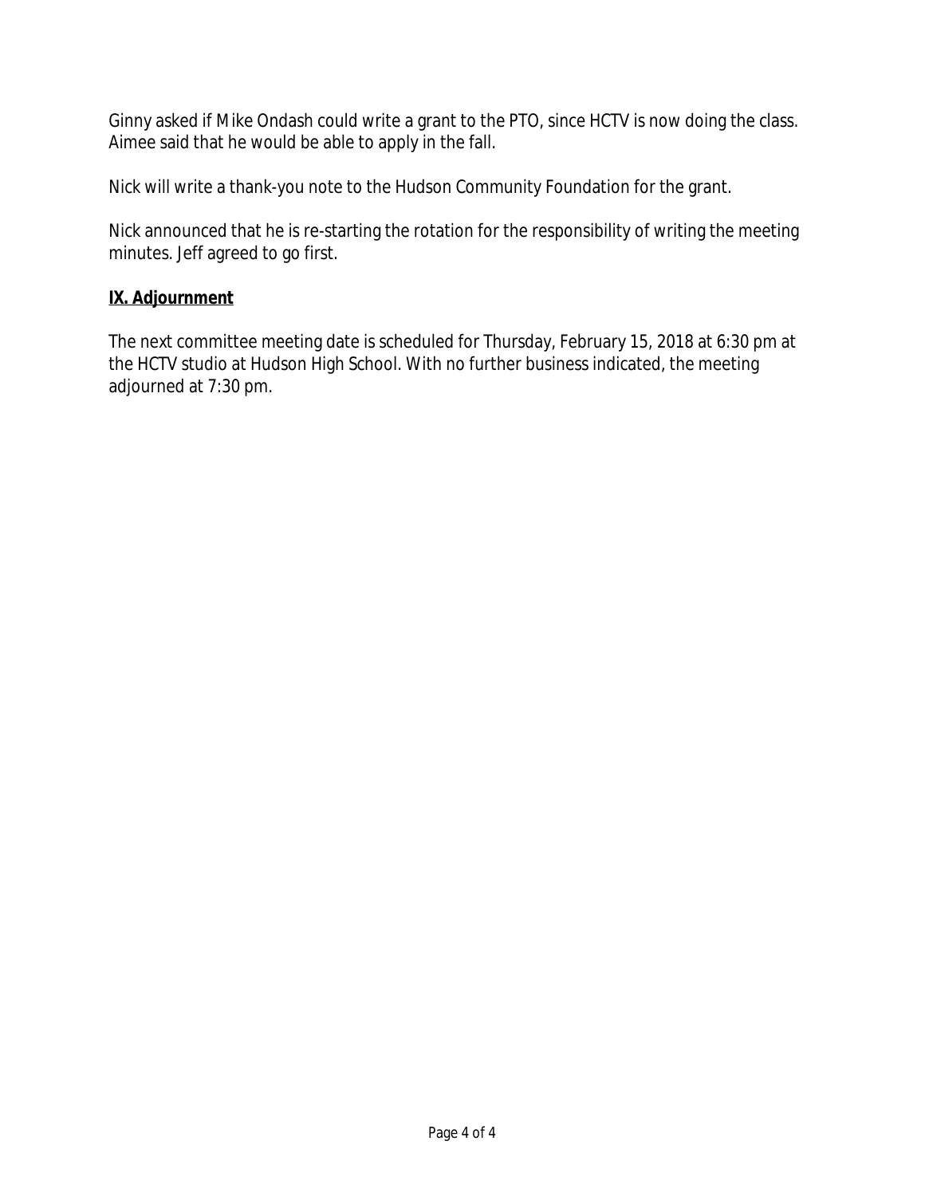Ginny asked if Mike Ondash could write a grant to the PTO, since HCTV is now doing the class. Aimee said that he would be able to apply in the fall.

Nick will write a thank-you note to the Hudson Community Foundation for the grant.

Nick announced that he is re-starting the rotation for the responsibility of writing the meeting minutes. Jeff agreed to go first.

## **IX. Adjournment**

The next committee meeting date is scheduled for Thursday, February 15, 2018 at 6:30 pm at the HCTV studio at Hudson High School. With no further business indicated, the meeting adjourned at 7:30 pm.